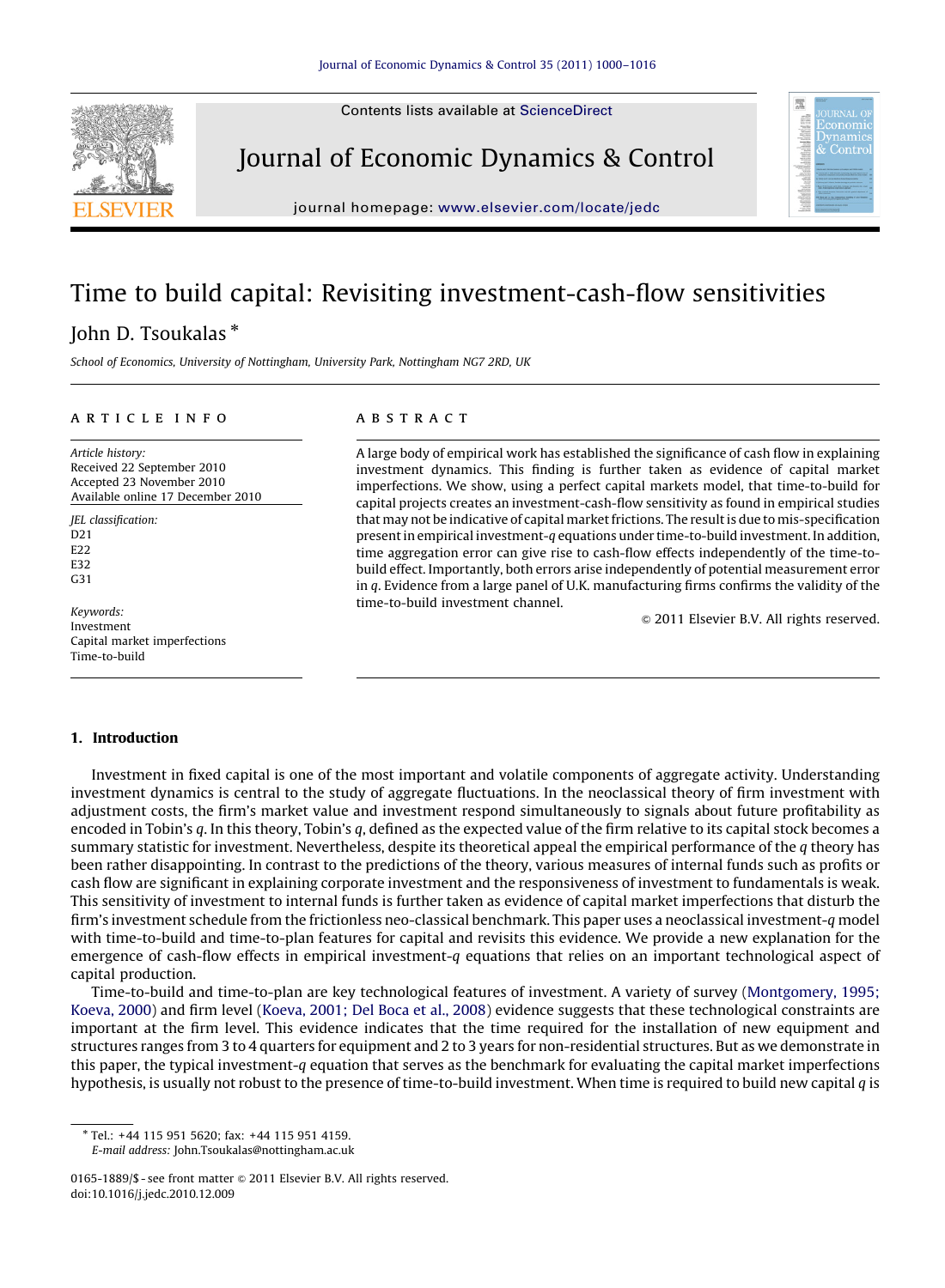Contents lists available at ScienceDirect

# Journal of Economic Dynamics & Control

journal homepage: www.elsevier.com/locate/jedc

# Time to build capital: Revisiting investment-cash-flow sensitivities

John D. Tsoukalas *

*School of Economics, University of Nottingham, University Park, Nottingham NG7 2RD, UK*

## ARTICLE INFO

*Article history:*
Received 22 September 2010
Accepted 23 November 2010
Available online 17 December 2010

*JEL classification:*
D21
E22
E32
G31

*Keywords:*
Investment
Capital market imperfections
Time-to-build

## ABSTRACT

A large body of empirical work has established the significance of cash flow in explaining investment dynamics. This finding is further taken as evidence of capital market imperfections. We show, using a perfect capital markets model, that time-to-build for capital projects creates an investment-cash-flow sensitivity as found in empirical studies that may not be indicative of capital market frictions. The result is due to mis-specification present in empirical investment-$q$ equations under time-to-build investment. In addition, time aggregation error can give rise to cash-flow effects independently of the time-to-build effect. Importantly, both errors arise independently of potential measurement error in $q$. Evidence from a large panel of U.K. manufacturing firms confirms the validity of the time-to-build investment channel.

© 2011 Elsevier B.V. All rights reserved.

## 1. Introduction

Investment in fixed capital is one of the most important and volatile components of aggregate activity. Understanding investment dynamics is central to the study of aggregate fluctuations. In the neoclassical theory of firm investment with adjustment costs, the firm's market value and investment respond simultaneously to signals about future profitability as encoded in Tobin's $q$. In this theory, Tobin's $q$, defined as the expected value of the firm relative to its capital stock becomes a summary statistic for investment. Nevertheless, despite its theoretical appeal the empirical performance of the $q$ theory has been rather disappointing. In contrast to the predictions of the theory, various measures of internal funds such as profits or cash flow are significant in explaining corporate investment and the responsiveness of investment to fundamentals is weak. This sensitivity of investment to internal funds is further taken as evidence of capital market imperfections that disturb the firm's investment schedule from the frictionless neo-classical benchmark. This paper uses a neoclassical investment-$q$ model with time-to-build and time-to-plan features for capital and revisits this evidence. We provide a new explanation for the emergence of cash-flow effects in empirical investment-$q$ equations that relies on an important technological aspect of capital production.

Time-to-build and time-to-plan are key technological features of investment. A variety of survey (Montgomery, 1995; Koeva, 2000) and firm level (Koeva, 2001; Del Boca et al., 2008) evidence suggests that these technological constraints are important at the firm level. This evidence indicates that the time required for the installation of new equipment and structures ranges from 3 to 4 quarters for equipment and 2 to 3 years for non-residential structures. But as we demonstrate in this paper, the typical investment-$q$ equation that serves as the benchmark for evaluating the capital market imperfections hypothesis, is usually not robust to the presence of time-to-build investment. When time is required to build new capital $q$ is

* Tel.: +44 115 951 5620; fax: +44 115 951 4159.
*E-mail address:* John.Tsoukalas@nottingham.ac.uk

0165-1889/$ - see front matter © 2011 Elsevier B.V. All rights reserved.
doi:10.1016/j.jedc.2010.12.009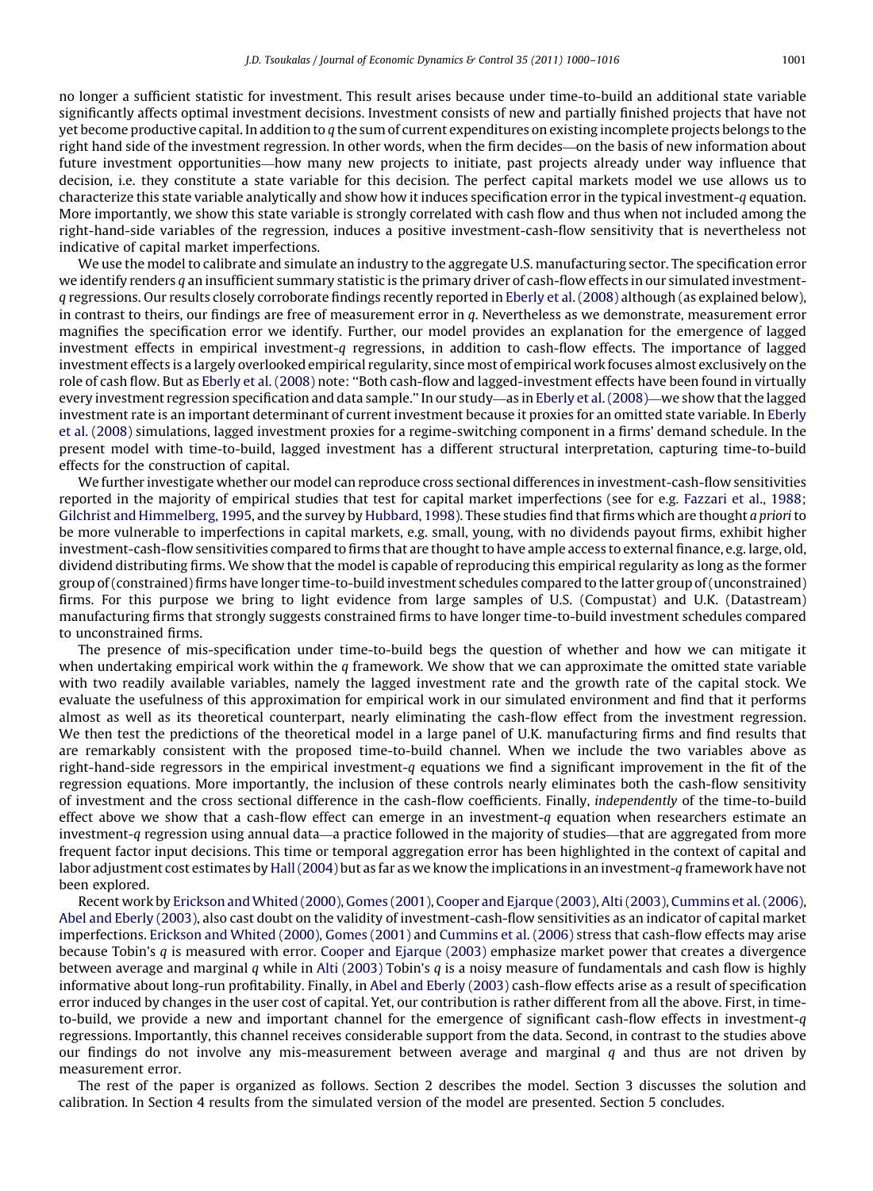no longer a sufficient statistic for investment. This result arises because under time-to-build an additional state variable significantly affects optimal investment decisions. Investment consists of new and partially finished projects that have not yet become productive capital. In addition to $q$ the sum of current expenditures on existing incomplete projects belongs to the right hand side of the investment regression. In other words, when the firm decides—on the basis of new information about future investment opportunities—how many new projects to initiate, past projects already under way influence that decision, i.e. they constitute a state variable for this decision. The perfect capital markets model we use allows us to characterize this state variable analytically and show how it induces specification error in the typical investment-$q$ equation. More importantly, we show this state variable is strongly correlated with cash flow and thus when not included among the right-hand-side variables of the regression, induces a positive investment-cash-flow sensitivity that is nevertheless not indicative of capital market imperfections.

We use the model to calibrate and simulate an industry to the aggregate U.S. manufacturing sector. The specification error we identify renders $q$ an insufficient summary statistic is the primary driver of cash-flow effects in our simulated investment-$q$ regressions. Our results closely corroborate findings recently reported in Eberly et al. (2008) although (as explained below), in contrast to theirs, our findings are free of measurement error in $q$. Nevertheless as we demonstrate, measurement error magnifies the specification error we identify. Further, our model provides an explanation for the emergence of lagged investment effects in empirical investment-$q$ regressions, in addition to cash-flow effects. The importance of lagged investment effects is a largely overlooked empirical regularity, since most of empirical work focuses almost exclusively on the role of cash flow. But as Eberly et al. (2008) note: "Both cash-flow and lagged-investment effects have been found in virtually every investment regression specification and data sample." In our study—as in Eberly et al. (2008)—we show that the lagged investment rate is an important determinant of current investment because it proxies for an omitted state variable. In Eberly et al. (2008) simulations, lagged investment proxies for a regime-switching component in a firms' demand schedule. In the present model with time-to-build, lagged investment has a different structural interpretation, capturing time-to-build effects for the construction of capital.

We further investigate whether our model can reproduce cross sectional differences in investment-cash-flow sensitivities reported in the majority of empirical studies that test for capital market imperfections (see for e.g. Fazzari et al., 1988; Gilchrist and Himmelberg, 1995, and the survey by Hubbard, 1998). These studies find that firms which are thought *a priori* to be more vulnerable to imperfections in capital markets, e.g. small, young, with no dividends payout firms, exhibit higher investment-cash-flow sensitivities compared to firms that are thought to have ample access to external finance, e.g. large, old, dividend distributing firms. We show that the model is capable of reproducing this empirical regularity as long as the former group of (constrained) firms have longer time-to-build investment schedules compared to the latter group of (unconstrained) firms. For this purpose we bring to light evidence from large samples of U.S. (Compustat) and U.K. (Datastream) manufacturing firms that strongly suggests constrained firms to have longer time-to-build investment schedules compared to unconstrained firms.

The presence of mis-specification under time-to-build begs the question of whether and how we can mitigate it when undertaking empirical work within the $q$ framework. We show that we can approximate the omitted state variable with two readily available variables, namely the lagged investment rate and the growth rate of the capital stock. We evaluate the usefulness of this approximation for empirical work in our simulated environment and find that it performs almost as well as its theoretical counterpart, nearly eliminating the cash-flow effect from the investment regression. We then test the predictions of the theoretical model in a large panel of U.K. manufacturing firms and find results that are remarkably consistent with the proposed time-to-build channel. When we include the two variables above as right-hand-side regressors in the empirical investment-$q$ equations we find a significant improvement in the fit of the regression equations. More importantly, the inclusion of these controls nearly eliminates both the cash-flow sensitivity of investment and the cross sectional difference in the cash-flow coefficients. Finally, *independently* of the time-to-build effect above we show that a cash-flow effect can emerge in an investment-$q$ equation when researchers estimate an investment-$q$ regression using annual data—a practice followed in the majority of studies—that are aggregated from more frequent factor input decisions. This time or temporal aggregation error has been highlighted in the context of capital and labor adjustment cost estimates by Hall (2004) but as far as we know the implications in an investment-$q$ framework have not been explored.

Recent work by Erickson and Whited (2000), Gomes (2001), Cooper and Ejarque (2003), Alti (2003), Cummins et al. (2006), Abel and Eberly (2003), also cast doubt on the validity of investment-cash-flow sensitivities as an indicator of capital market imperfections. Erickson and Whited (2000), Gomes (2001) and Cummins et al. (2006) stress that cash-flow effects may arise because Tobin's $q$ is measured with error. Cooper and Ejarque (2003) emphasize market power that creates a divergence between average and marginal $q$ while in Alti (2003) Tobin's $q$ is a noisy measure of fundamentals and cash flow is highly informative about long-run profitability. Finally, in Abel and Eberly (2003) cash-flow effects arise as a result of specification error induced by changes in the user cost of capital. Yet, our contribution is rather different from all the above. First, in time-to-build, we provide a new and important channel for the emergence of significant cash-flow effects in investment-$q$ regressions. Importantly, this channel receives considerable support from the data. Second, in contrast to the studies above our findings do not involve any mis-measurement between average and marginal $q$ and thus are not driven by measurement error.

The rest of the paper is organized as follows. Section 2 describes the model. Section 3 discusses the solution and calibration. In Section 4 results from the simulated version of the model are presented. Section 5 concludes.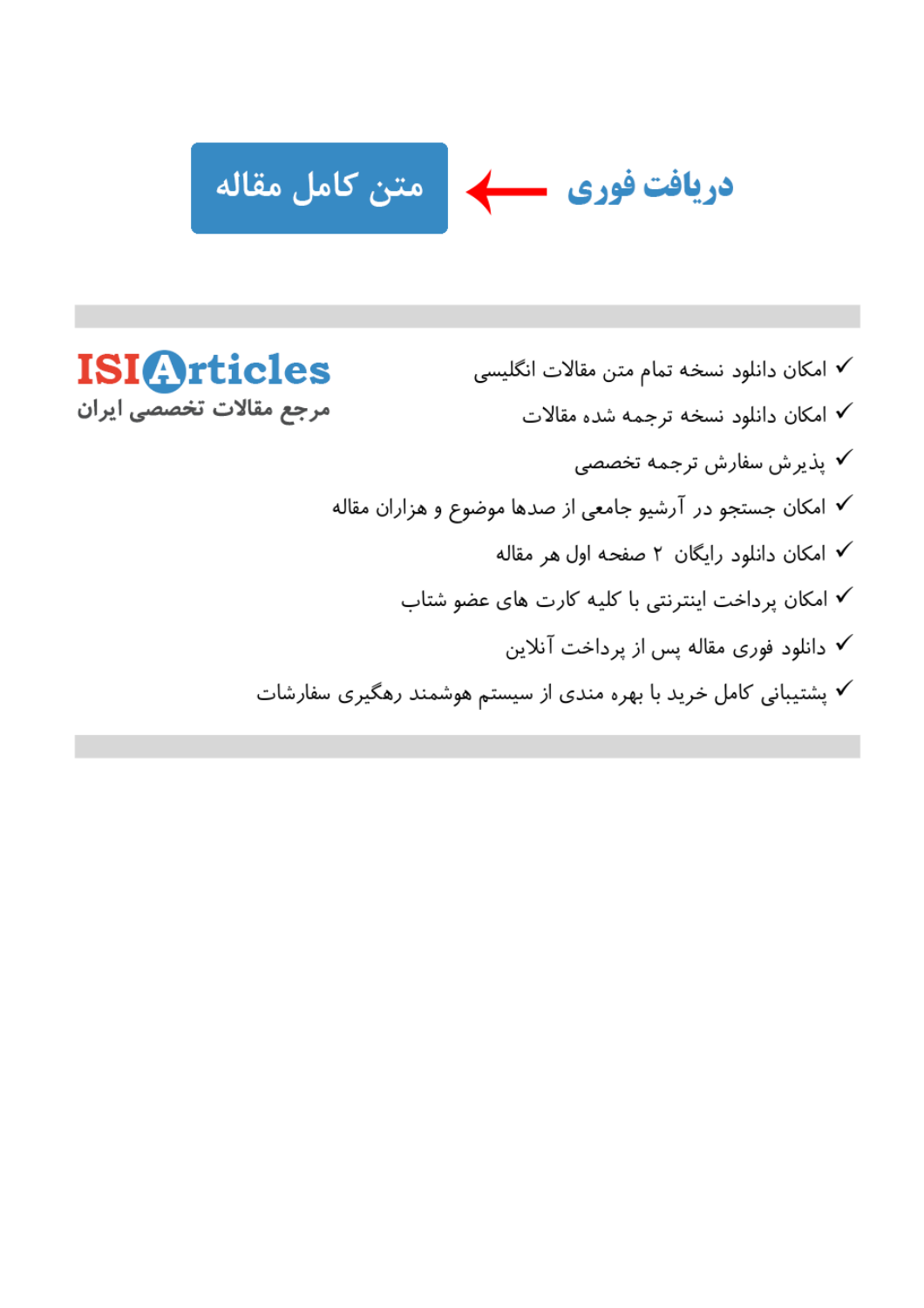دریافت فوری ← متن کامل مقاله

**ISIArticles**
مرجع مقالات تخصصی ایران

- ✓ امکان دانلود نسخه تمام متن مقالات انگلیسی
- ✓ امکان دانلود نسخه ترجمه شده مقالات
- ✓ پذیرش سفارش ترجمه تخصصی
- ✓ امکان جستجو در آرشیو جامعی از صدها موضوع و هزاران مقاله
- ✓ امکان دانلود رایگان ۲ صفحه اول هر مقاله
- ✓ امکان پرداخت اینترنتی با کلیه کارت های عضو شتاب
- ✓ دانلود فوری مقاله پس از پرداخت آنلاین
- ✓ پشتیبانی کامل خرید با بهره مندی از سیستم هوشمند رهگیری سفارشات